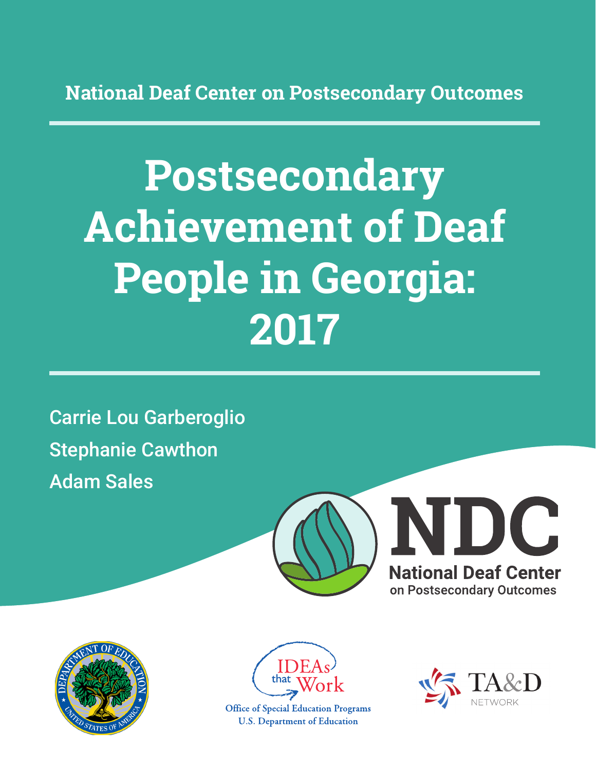National Deaf Center on Postsecondary Outcomes

# Postsecondary Achievement of Deaf People in Georgia: 2017

Carrie Lou Garberoglio

Stephanie Cawthon

Adam Sales

NDC

National Deaf Center on Postsecondary Outcomes

IDEAs that Work

Office of Special Education Programs
U.S. Department of Education

TA&D NETWORK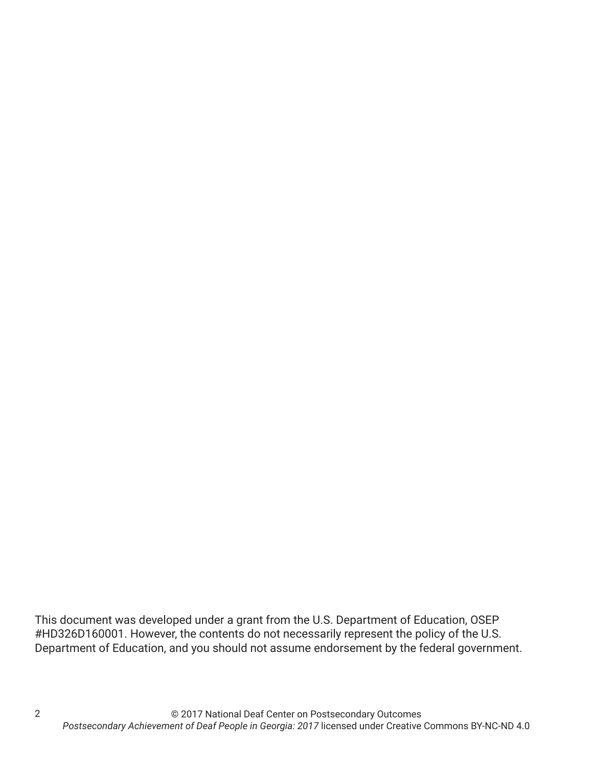This document was developed under a grant from the U.S. Department of Education, OSEP #HD326D160001. However, the contents do not necessarily represent the policy of the U.S. Department of Education, and you should not assume endorsement by the federal government.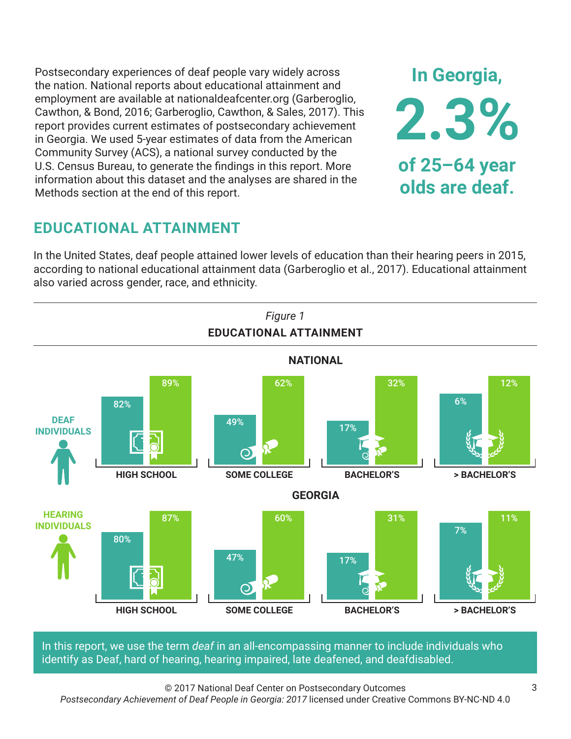Postsecondary experiences of deaf people vary widely across the nation. National reports about educational attainment and employment are available at nationaldeafcenter.org (Garberoglio, Cawthon, & Bond, 2016; Garberoglio, Cawthon, & Sales, 2017). This report provides current estimates of postsecondary achievement in Georgia. We used 5-year estimates of data from the American Community Survey (ACS), a national survey conducted by the U.S. Census Bureau, to generate the findings in this report. More information about this dataset and the analyses are shared in the Methods section at the end of this report.

**In Georgia, 2.3% of 25–64 year olds are deaf.**

## EDUCATIONAL ATTAINMENT

In the United States, deaf people attained lower levels of education than their hearing peers in 2015, according to national educational attainment data (Garberoglio et al., 2017). Educational attainment also varied across gender, race, and ethnicity.

*Figure 1*

**EDUCATIONAL ATTAINMENT**

**NATIONAL**

| | HIGH SCHOOL | SOME COLLEGE | BACHELOR'S | > BACHELOR'S |
|---|---|---|---|---|
| DEAF INDIVIDUALS | 82% | 49% | 17% | 6% |
| HEARING INDIVIDUALS | 89% | 62% | 32% | 12% |

**GEORGIA**

| | HIGH SCHOOL | SOME COLLEGE | BACHELOR'S | > BACHELOR'S |
|---|---|---|---|---|
| DEAF INDIVIDUALS | 80% | 47% | 17% | 7% |
| HEARING INDIVIDUALS | 87% | 60% | 31% | 11% |

In this report, we use the term *deaf* in an all-encompassing manner to include individuals who identify as Deaf, hard of hearing, hearing impaired, late deafened, and deafdisabled.

© 2017 National Deaf Center on Postsecondary Outcomes
*Postsecondary Achievement of Deaf People in Georgia: 2017* licensed under Creative Commons BY-NC-ND 4.0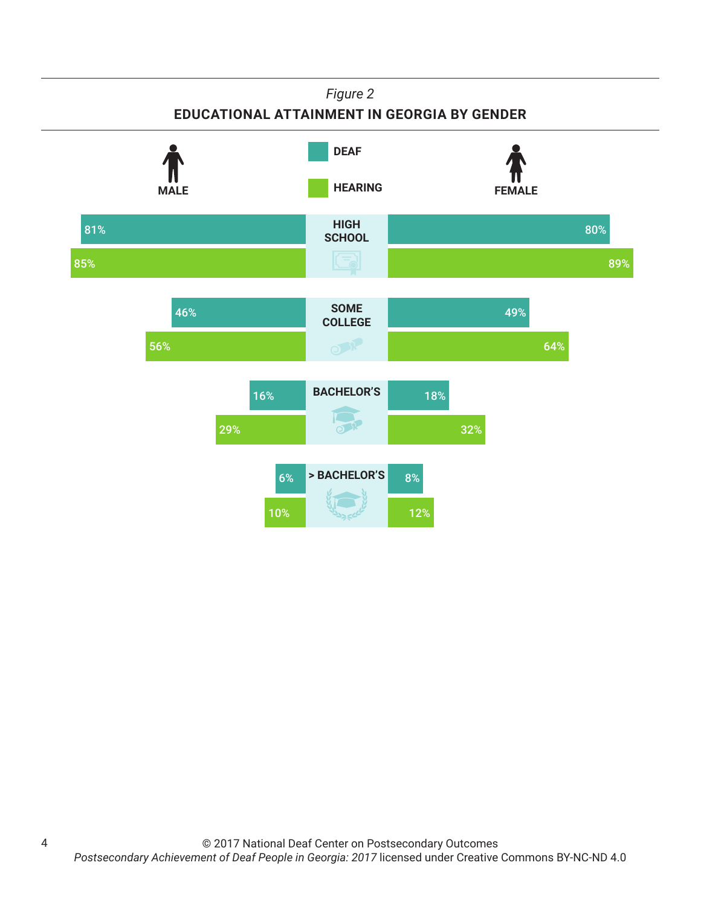*Figure 2*

**EDUCATIONAL ATTAINMENT IN GEORGIA BY GENDER**

| | Male – Deaf | Male – Hearing | Female – Deaf | Female – Hearing |
|---|---|---|---|---|
| HIGH SCHOOL | 81% | 85% | 80% | 89% |
| SOME COLLEGE | 46% | 56% | 49% | 64% |
| BACHELOR'S | 16% | 29% | 18% | 32% |
| > BACHELOR'S | 6% | 10% | 8% | 12% |

© 2017 National Deaf Center on Postsecondary Outcomes
*Postsecondary Achievement of Deaf People in Georgia: 2017* licensed under Creative Commons BY-NC-ND 4.0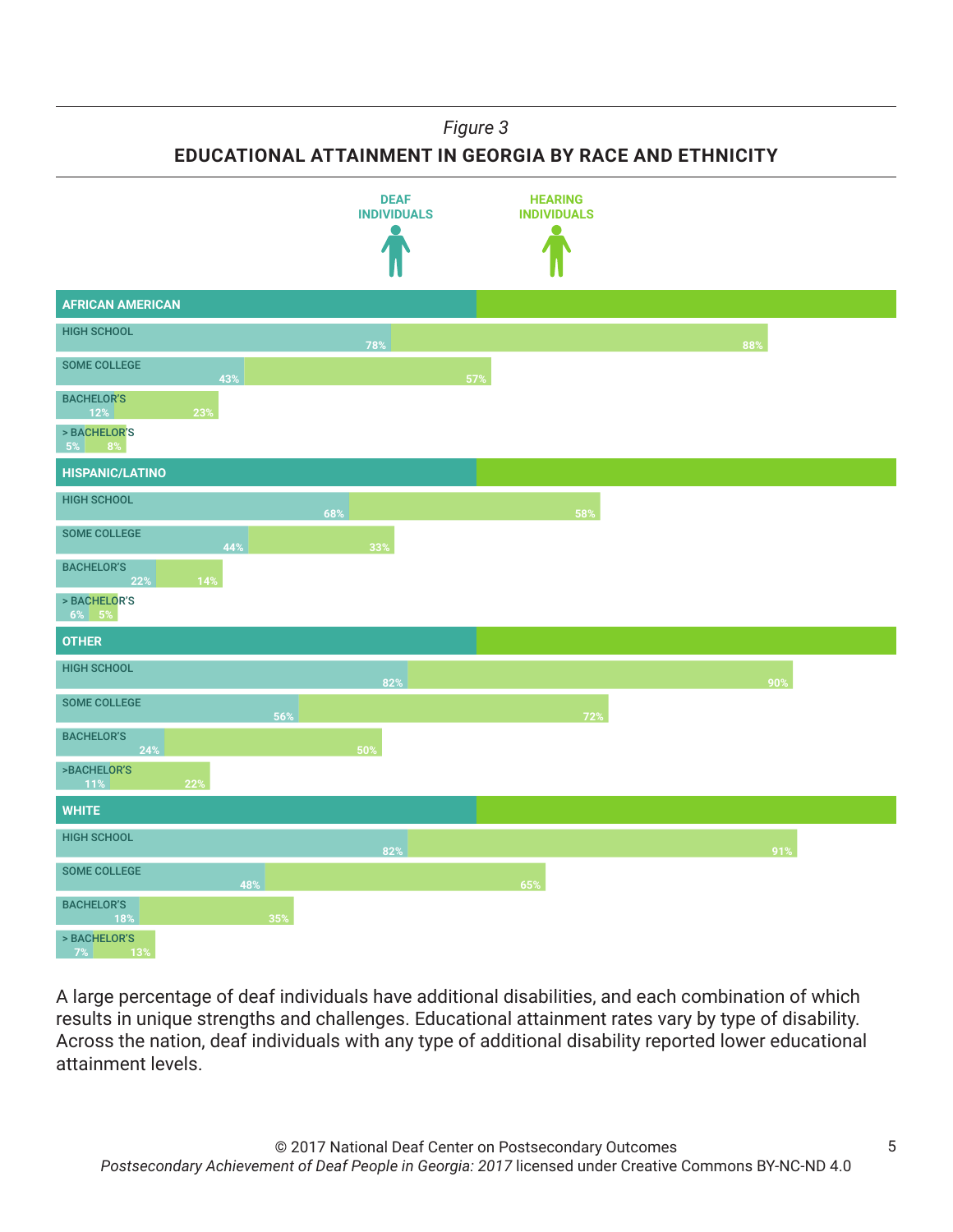*Figure 3*

**EDUCATIONAL ATTAINMENT IN GEORGIA BY RACE AND ETHNICITY**

| | DEAF INDIVIDUALS | HEARING INDIVIDUALS |
|---|---|---|
| **AFRICAN AMERICAN** | | |
| HIGH SCHOOL | 78% | 88% |
| SOME COLLEGE | 43% | 57% |
| BACHELOR'S | 12% | 23% |
| > BACHELOR'S | 5% | 8% |
| **HISPANIC/LATINO** | | |
| HIGH SCHOOL | 68% | 58% |
| SOME COLLEGE | 44% | 33% |
| BACHELOR'S | 22% | 14% |
| > BACHELOR'S | 6% | 5% |
| **OTHER** | | |
| HIGH SCHOOL | 82% | 90% |
| SOME COLLEGE | 56% | 72% |
| BACHELOR'S | 24% | 50% |
| >BACHELOR'S | 11% | 22% |
| **WHITE** | | |
| HIGH SCHOOL | 82% | 91% |
| SOME COLLEGE | 48% | 65% |
| BACHELOR'S | 18% | 35% |
| > BACHELOR'S | 7% | 13% |

A large percentage of deaf individuals have additional disabilities, and each combination of which results in unique strengths and challenges. Educational attainment rates vary by type of disability. Across the nation, deaf individuals with any type of additional disability reported lower educational attainment levels.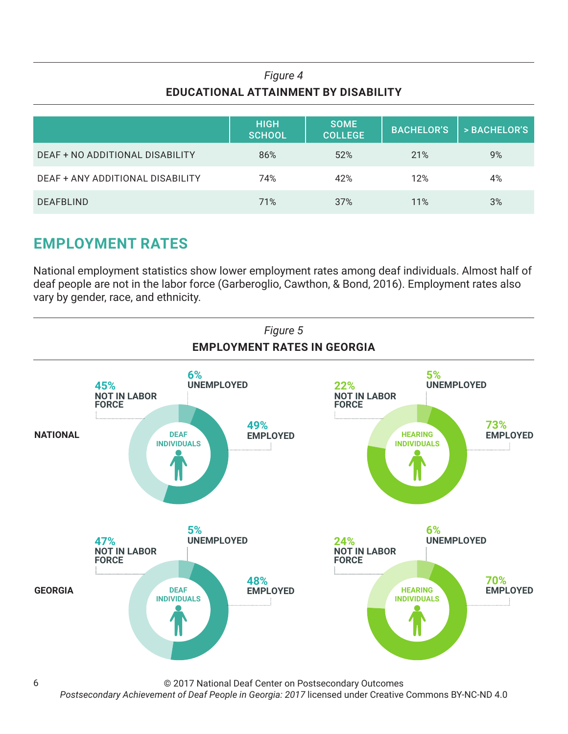*Figure 4*

**EDUCATIONAL ATTAINMENT BY DISABILITY**

| | HIGH SCHOOL | SOME COLLEGE | BACHELOR'S | > BACHELOR'S |
|---|---|---|---|---|
| DEAF + NO ADDITIONAL DISABILITY | 86% | 52% | 21% | 9% |
| DEAF + ANY ADDITIONAL DISABILITY | 74% | 42% | 12% | 4% |
| DEAFBLIND | 71% | 37% | 11% | 3% |

## EMPLOYMENT RATES

National employment statistics show lower employment rates among deaf individuals. Almost half of deaf people are not in the labor force (Garberoglio, Cawthon, & Bond, 2016). Employment rates also vary by gender, race, and ethnicity.

*Figure 5*

**EMPLOYMENT RATES IN GEORGIA**

**NATIONAL**

DEAF INDIVIDUALS: 49% EMPLOYED, 6% UNEMPLOYED, 45% NOT IN LABOR FORCE

HEARING INDIVIDUALS: 73% EMPLOYED, 5% UNEMPLOYED, 22% NOT IN LABOR FORCE

**GEORGIA**

DEAF INDIVIDUALS: 48% EMPLOYED, 5% UNEMPLOYED, 47% NOT IN LABOR FORCE

HEARING INDIVIDUALS: 70% EMPLOYED, 6% UNEMPLOYED, 24% NOT IN LABOR FORCE

© 2017 National Deaf Center on Postsecondary Outcomes
*Postsecondary Achievement of Deaf People in Georgia: 2017* licensed under Creative Commons BY-NC-ND 4.0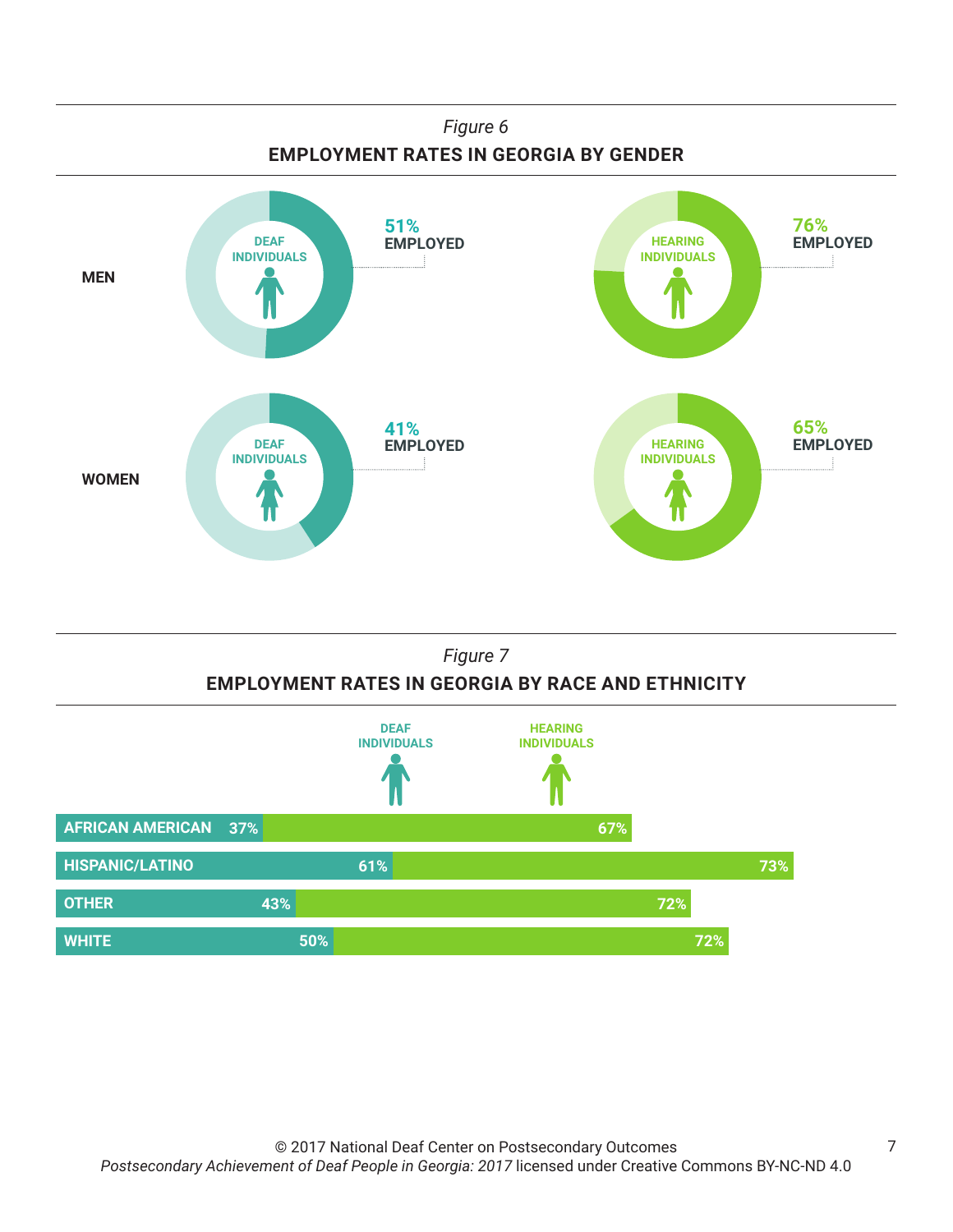*Figure 6*

**EMPLOYMENT RATES IN GEORGIA BY GENDER**

| | DEAF INDIVIDUALS | HEARING INDIVIDUALS |
|---|---|---|
| MEN | 51% EMPLOYED | 76% EMPLOYED |
| WOMEN | 41% EMPLOYED | 65% EMPLOYED |

*Figure 7*

**EMPLOYMENT RATES IN GEORGIA BY RACE AND ETHNICITY**

| | DEAF INDIVIDUALS | HEARING INDIVIDUALS |
|---|---|---|
| AFRICAN AMERICAN | 37% | 67% |
| HISPANIC/LATINO | 61% | 73% |
| OTHER | 43% | 72% |
| WHITE | 50% | 72% |

© 2017 National Deaf Center on Postsecondary Outcomes
*Postsecondary Achievement of Deaf People in Georgia: 2017* licensed under Creative Commons BY-NC-ND 4.0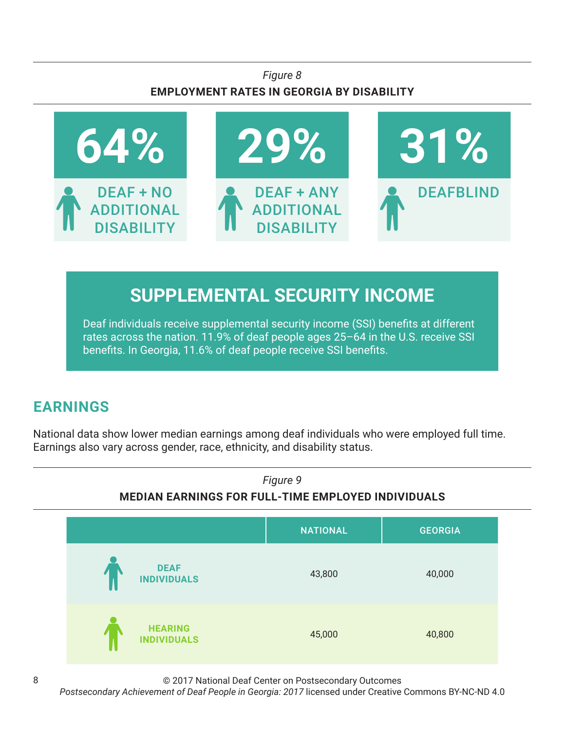*Figure 8*

**EMPLOYMENT RATES IN GEORGIA BY DISABILITY**

| 64% | 29% | 31% |
|---|---|---|
| DEAF + NO ADDITIONAL DISABILITY | DEAF + ANY ADDITIONAL DISABILITY | DEAFBLIND |

## SUPPLEMENTAL SECURITY INCOME

Deaf individuals receive supplemental security income (SSI) benefits at different rates across the nation. 11.9% of deaf people ages 25–64 in the U.S. receive SSI benefits. In Georgia, 11.6% of deaf people receive SSI benefits.

## EARNINGS

National data show lower median earnings among deaf individuals who were employed full time. Earnings also vary across gender, race, ethnicity, and disability status.

*Figure 9*

**MEDIAN EARNINGS FOR FULL-TIME EMPLOYED INDIVIDUALS**

| | NATIONAL | GEORGIA |
|---|---|---|
| DEAF INDIVIDUALS | 43,800 | 40,000 |
| HEARING INDIVIDUALS | 45,000 | 40,800 |

© 2017 National Deaf Center on Postsecondary Outcomes
*Postsecondary Achievement of Deaf People in Georgia: 2017* licensed under Creative Commons BY-NC-ND 4.0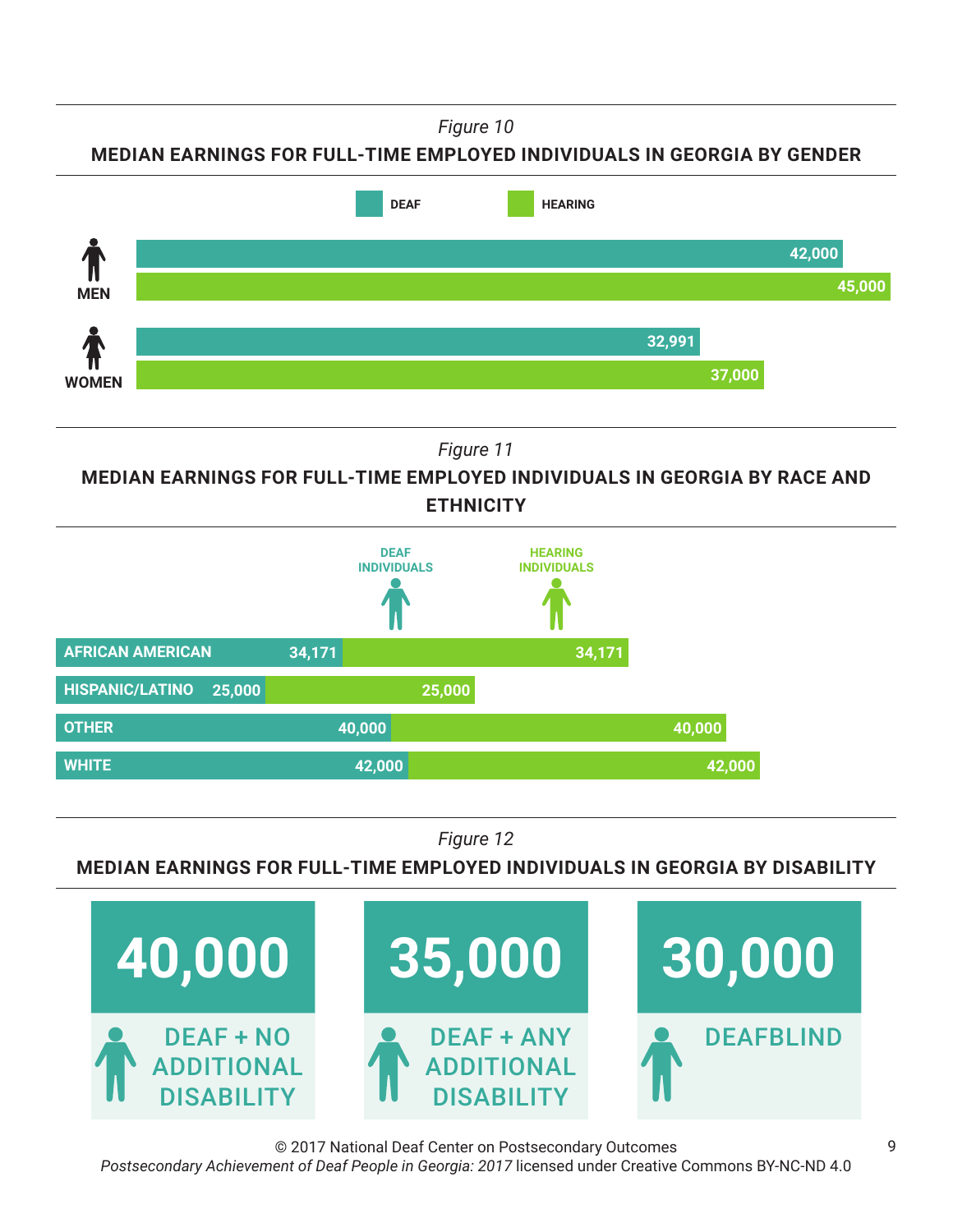*Figure 10*

**MEDIAN EARNINGS FOR FULL-TIME EMPLOYED INDIVIDUALS IN GEORGIA BY GENDER**

| | DEAF | HEARING |
|---|---|---|
| MEN | 42,000 | 45,000 |
| WOMEN | 32,991 | 37,000 |

*Figure 11*

**MEDIAN EARNINGS FOR FULL-TIME EMPLOYED INDIVIDUALS IN GEORGIA BY RACE AND ETHNICITY**

| | DEAF INDIVIDUALS | HEARING INDIVIDUALS |
|---|---|---|
| AFRICAN AMERICAN | 34,171 | 34,171 |
| HISPANIC/LATINO | 25,000 | 25,000 |
| OTHER | 40,000 | 40,000 |
| WHITE | 42,000 | 42,000 |

*Figure 12*

**MEDIAN EARNINGS FOR FULL-TIME EMPLOYED INDIVIDUALS IN GEORGIA BY DISABILITY**

| DEAF + NO ADDITIONAL DISABILITY | DEAF + ANY ADDITIONAL DISABILITY | DEAFBLIND |
|---|---|---|
| 40,000 | 35,000 | 30,000 |

© 2017 National Deaf Center on Postsecondary Outcomes
*Postsecondary Achievement of Deaf People in Georgia: 2017* licensed under Creative Commons BY-NC-ND 4.0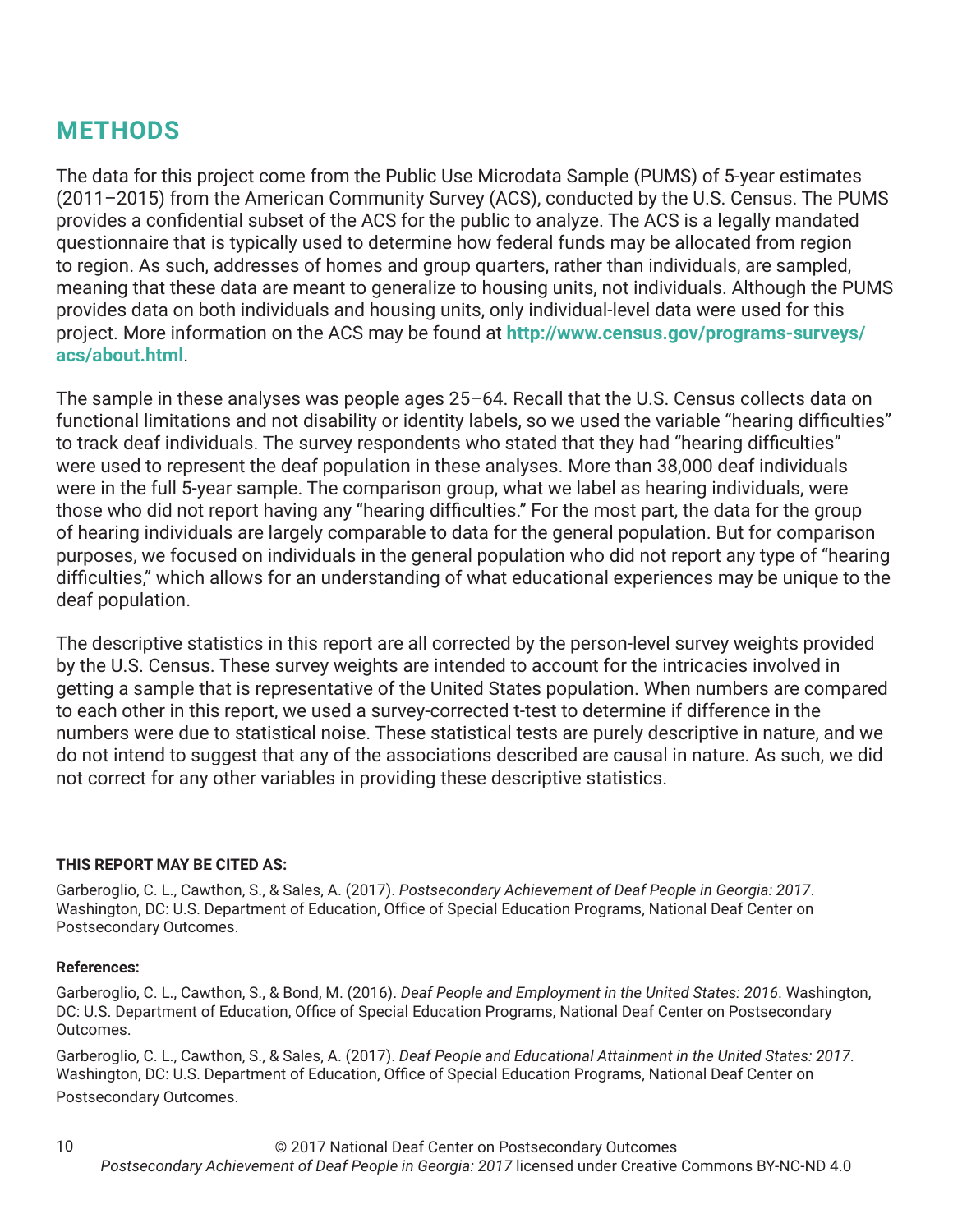## METHODS

The data for this project come from the Public Use Microdata Sample (PUMS) of 5-year estimates (2011–2015) from the American Community Survey (ACS), conducted by the U.S. Census. The PUMS provides a confidential subset of the ACS for the public to analyze. The ACS is a legally mandated questionnaire that is typically used to determine how federal funds may be allocated from region to region. As such, addresses of homes and group quarters, rather than individuals, are sampled, meaning that these data are meant to generalize to housing units, not individuals. Although the PUMS provides data on both individuals and housing units, only individual-level data were used for this project. More information on the ACS may be found at **http://www.census.gov/programs-surveys/acs/about.html**.

The sample in these analyses was people ages 25–64. Recall that the U.S. Census collects data on functional limitations and not disability or identity labels, so we used the variable "hearing difficulties" to track deaf individuals. The survey respondents who stated that they had "hearing difficulties" were used to represent the deaf population in these analyses. More than 38,000 deaf individuals were in the full 5-year sample. The comparison group, what we label as hearing individuals, were those who did not report having any "hearing difficulties." For the most part, the data for the group of hearing individuals are largely comparable to data for the general population. But for comparison purposes, we focused on individuals in the general population who did not report any type of "hearing difficulties," which allows for an understanding of what educational experiences may be unique to the deaf population.

The descriptive statistics in this report are all corrected by the person-level survey weights provided by the U.S. Census. These survey weights are intended to account for the intricacies involved in getting a sample that is representative of the United States population. When numbers are compared to each other in this report, we used a survey-corrected t-test to determine if difference in the numbers were due to statistical noise. These statistical tests are purely descriptive in nature, and we do not intend to suggest that any of the associations described are causal in nature. As such, we did not correct for any other variables in providing these descriptive statistics.

**THIS REPORT MAY BE CITED AS:**

Garberoglio, C. L., Cawthon, S., & Sales, A. (2017). *Postsecondary Achievement of Deaf People in Georgia: 2017*. Washington, DC: U.S. Department of Education, Office of Special Education Programs, National Deaf Center on Postsecondary Outcomes.

**References:**

Garberoglio, C. L., Cawthon, S., & Bond, M. (2016). *Deaf People and Employment in the United States: 2016*. Washington, DC: U.S. Department of Education, Office of Special Education Programs, National Deaf Center on Postsecondary Outcomes.

Garberoglio, C. L., Cawthon, S., & Sales, A. (2017). *Deaf People and Educational Attainment in the United States: 2017*. Washington, DC: U.S. Department of Education, Office of Special Education Programs, National Deaf Center on Postsecondary Outcomes.

© 2017 National Deaf Center on Postsecondary Outcomes
*Postsecondary Achievement of Deaf People in Georgia: 2017* licensed under Creative Commons BY-NC-ND 4.0